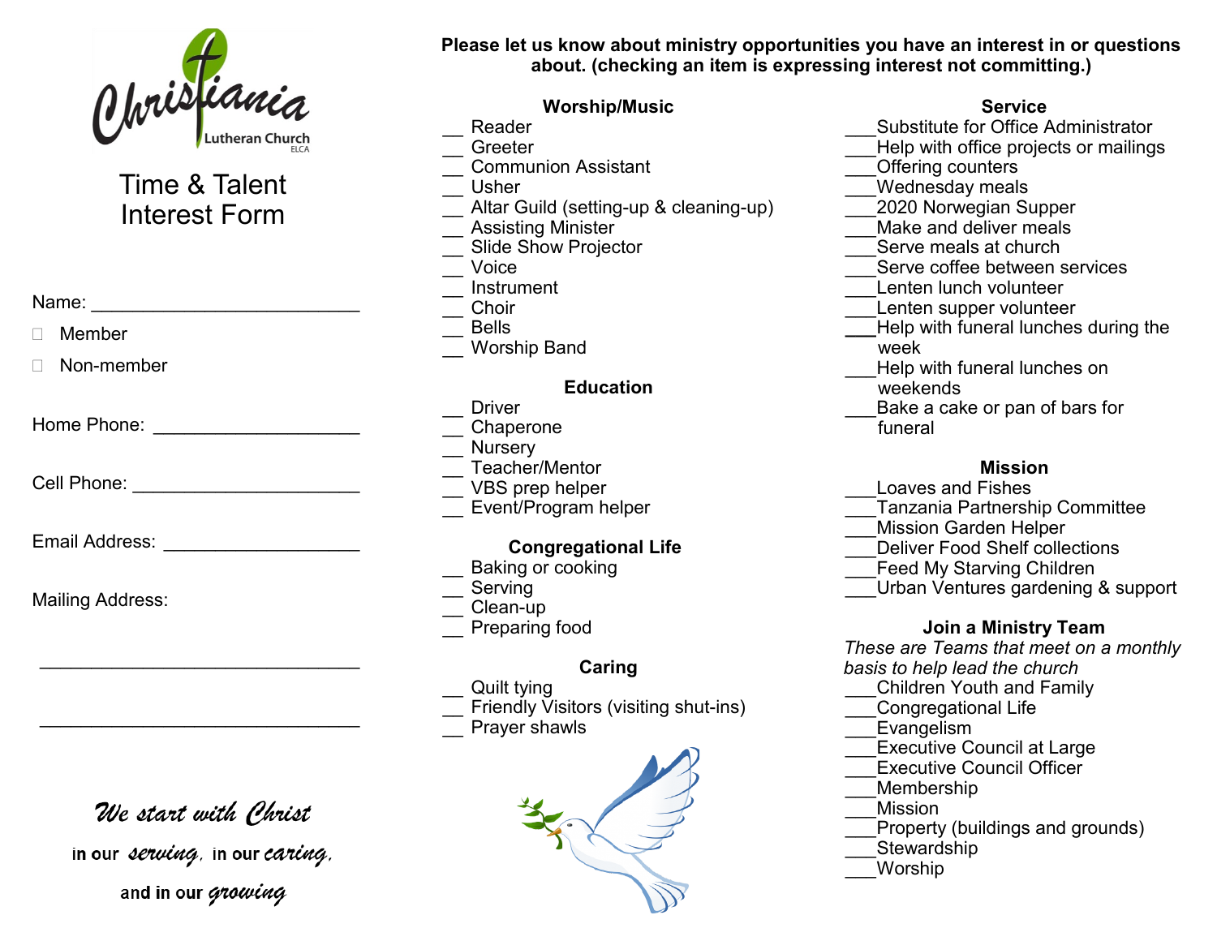Christiania
Lutheran Church
ELCA

# Time & Talent Interest Form

Name: ___________________________

☐ Member

☐ Non-member

Home Phone: _____________________

Cell Phone: _______________________

Email Address: ____________________

Mailing Address:

________________________________

________________________________

*We start with Christ*

in our *serving*, in our *caring*,

and in our *growing*

**Please let us know about ministry opportunities you have an interest in or questions about. (checking an item is expressing interest not committing.)**

### Worship/Music

__ Reader
__ Greeter
__ Communion Assistant
__ Usher
__ Altar Guild (setting-up & cleaning-up)
__ Assisting Minister
__ Slide Show Projector
__ Voice
__ Instrument
__ Choir
__ Bells
__ Worship Band

### Education

__ Driver
__ Chaperone
__ Nursery
__ Teacher/Mentor
__ VBS prep helper
__ Event/Program helper

### Congregational Life

__ Baking or cooking
__ Serving
__ Clean-up
__ Preparing food

### Caring

__ Quilt tying
__ Friendly Visitors (visiting shut-ins)
__ Prayer shawls

### Service

___Substitute for Office Administrator
___Help with office projects or mailings
___Offering counters
___Wednesday meals
___2020 Norwegian Supper
___Make and deliver meals
___Serve meals at church
___Serve coffee between services
___Lenten lunch volunteer
___Lenten supper volunteer
___Help with funeral lunches during the week
___Help with funeral lunches on weekends
___Bake a cake or pan of bars for funeral

### Mission

___Loaves and Fishes
___Tanzania Partnership Committee
___Mission Garden Helper
___Deliver Food Shelf collections
___Feed My Starving Children
___Urban Ventures gardening & support

### Join a Ministry Team

*These are Teams that meet on a monthly basis to help lead the church*

___Children Youth and Family
___Congregational Life
___Evangelism
___Executive Council at Large
___Executive Council Officer
___Membership
___Mission
___Property (buildings and grounds)
___Stewardship
___Worship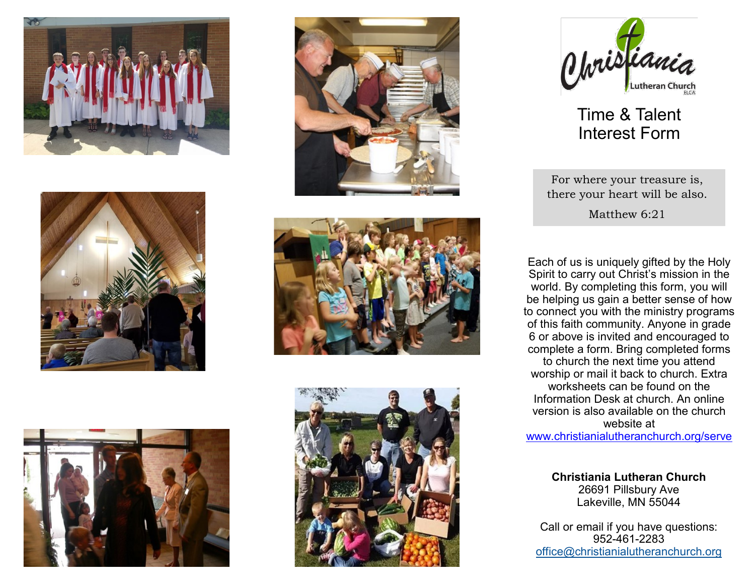Christiania Lutheran Church ELCA

# Time & Talent Interest Form

For where your treasure is,
there your heart will be also.

Matthew 6:21

Each of us is uniquely gifted by the Holy Spirit to carry out Christ's mission in the world. By completing this form, you will be helping us gain a better sense of how to connect you with the ministry programs of this faith community. Anyone in grade 6 or above is invited and encouraged to complete a form. Bring completed forms to church the next time you attend worship or mail it back to church. Extra worksheets can be found on the Information Desk at church. An online version is also available on the church website at www.christianialutheranchurch.org/serve

**Christiania Lutheran Church**
26691 Pillsbury Ave
Lakeville, MN 55044

Call or email if you have questions:
952-461-2283
office@christianialutheranchurch.org